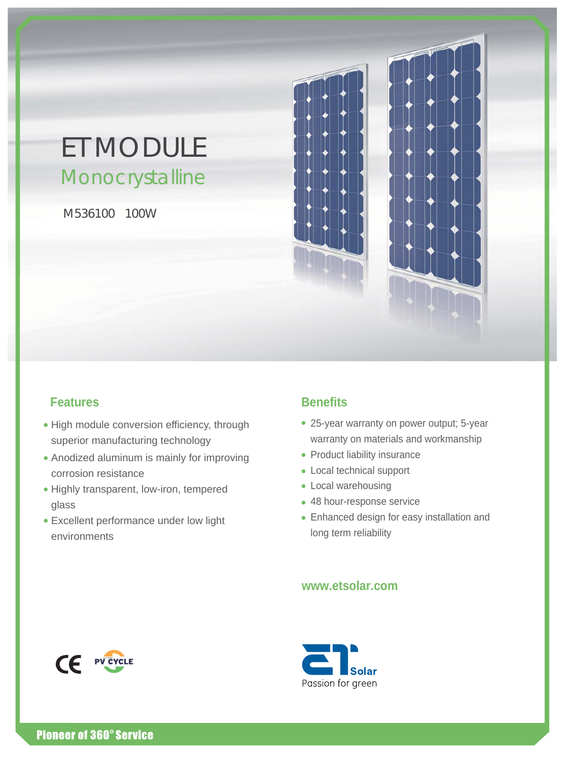# ET MODULE

## Monocrystalline

M536100 100W

### Features

- High module conversion efficiency, through superior manufacturing technology
- Anodized aluminum is mainly for improving corrosion resistance
- Highly transparent, low-iron, tempered glass
- Excellent performance under low light environments

### Benefits

- 25-year warranty on power output; 5-year warranty on materials and workmanship
- Product liability insurance
- Local technical support
- Local warehousing
- 48 hour-response service
- Enhanced design for easy installation and long term reliability

**www.etsolar.com**

CE PV CYCLE

ET Solar
Passion for green

**Pioneer of 360° Service**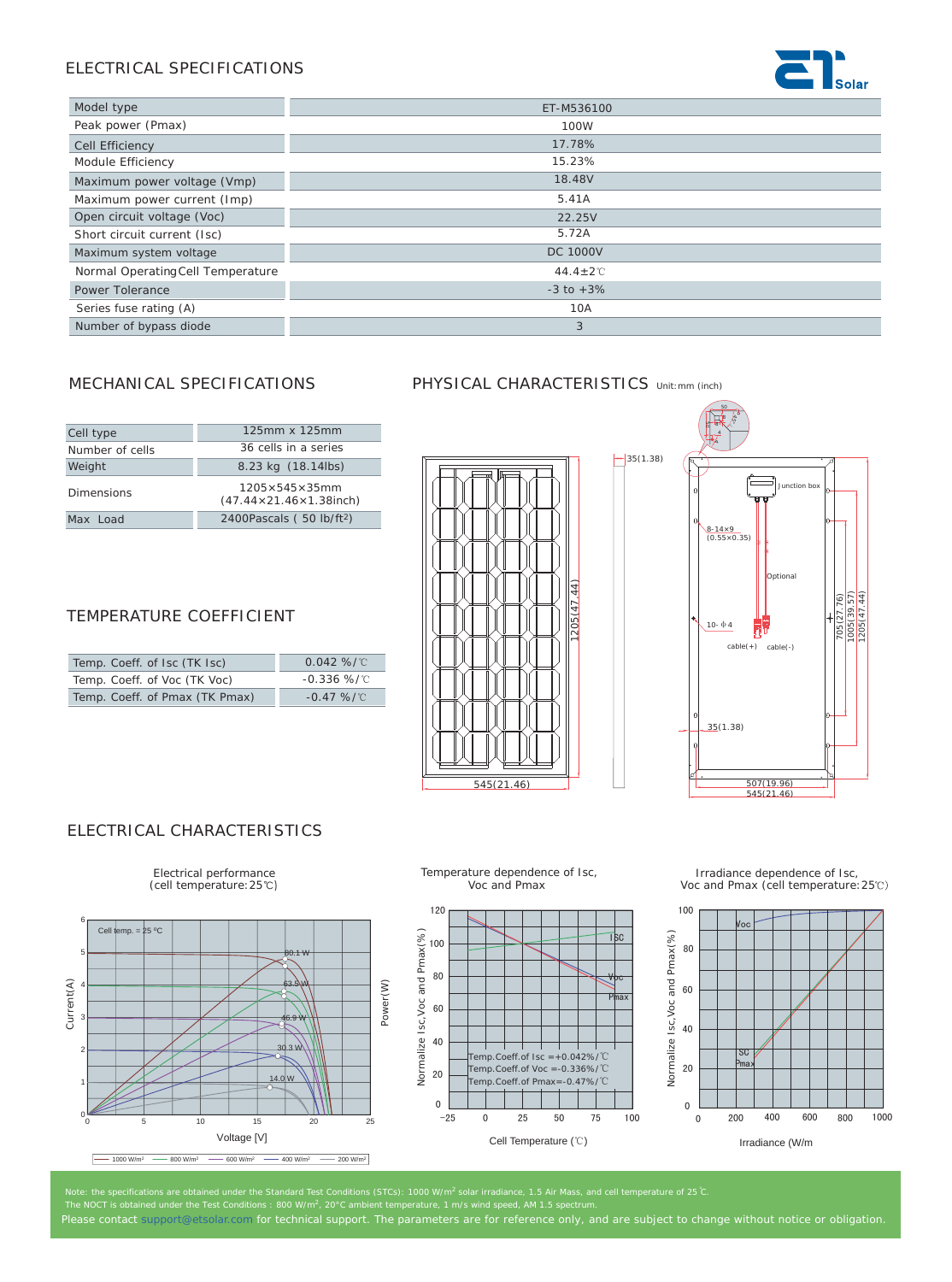## ELECTRICAL SPECIFICATIONS

| | |
|---|---|
| Model type | ET-M536100 |
| Peak power (Pmax) | 100W |
| Cell Efficiency | 17.78% |
| Module Efficiency | 15.23% |
| Maximum power voltage (Vmp) | 18.48V |
| Maximum power current (Imp) | 5.41A |
| Open circuit voltage (Voc) | 22.25V |
| Short circuit current (Isc) | 5.72A |
| Maximum system voltage | DC 1000V |
| Normal Operating Cell Temperature | 44.4±2℃ |
| Power Tolerance | -3 to +3% |
| Series fuse rating (A) | 10A |
| Number of bypass diode | 3 |

## MECHANICAL SPECIFICATIONS

| | |
|---|---|
| Cell type | 125mm x 125mm |
| Number of cells | 36 cells in a series |
| Weight | 8.23 kg (18.14lbs) |
| Dimensions | 1205×545×35mm (47.44×21.46×1.38inch) |
| Max Load | 2400Pascals ( 50 lb/ft²) |

## PHYSICAL CHARACTERISTICS

Unit: mm (inch)

1205(47.44)
545(21.46)
35(1.38)
Junction box
8-14×9 (0.55×0.35)
Optional
10- ф4
cable(+) cable(-)
705(27.76)
1005(39.57)
1205(47.44)
35(1.38)
507(19.96)
545(21.46)

## TEMPERATURE COEFFICIENT

| | |
|---|---|
| Temp. Coeff. of Isc (TK Isc) | 0.042 %/℃ |
| Temp. Coeff. of Voc (TK Voc) | -0.336 %/℃ |
| Temp. Coeff. of Pmax (TK Pmax) | -0.47 %/℃ |

## ELECTRICAL CHARACTERISTICS

Electrical performance (cell temperature: 25℃)

Cell temp. = 25 ºC
80.1 W
63.5 W
46.9 W
30.3 W
14.0 W
Current(A)
Power(W)
Voltage [V]
1000 W/m² 800 W/m² 600 W/m² 400 W/m² 200 W/m²

Temperature dependence of Isc, Voc and Pmax

Normalize Isc,Voc and Pmax(%)
ISC
Voc
Pmax
Temp.Coeff.of Isc =+0.042%/℃
Temp.Coeff.of Voc =-0.336%/℃
Temp.Coeff.of Pmax=-0.47%/℃
Cell Temperature (℃)

Irradiance dependence of Isc, Voc and Pmax (cell temperature: 25℃)

Normalize Isc,Voc and Pmax(%)
Voc
ISC
Pmax
Irradiance (W/m

Note: the specifications are obtained under the Standard Test Conditions (STCs): 1000 W/m² solar irradiance, 1.5 Air Mass, and cell temperature of 25 ℃.
The NOCT is obtained under the Test Conditions : 800 W/m², 20°C ambient temperature, 1 m/s wind speed, AM 1.5 spectrum.
Please contact support@etsolar.com for technical support. The parameters are for reference only, and are subject to change without notice or obligation.